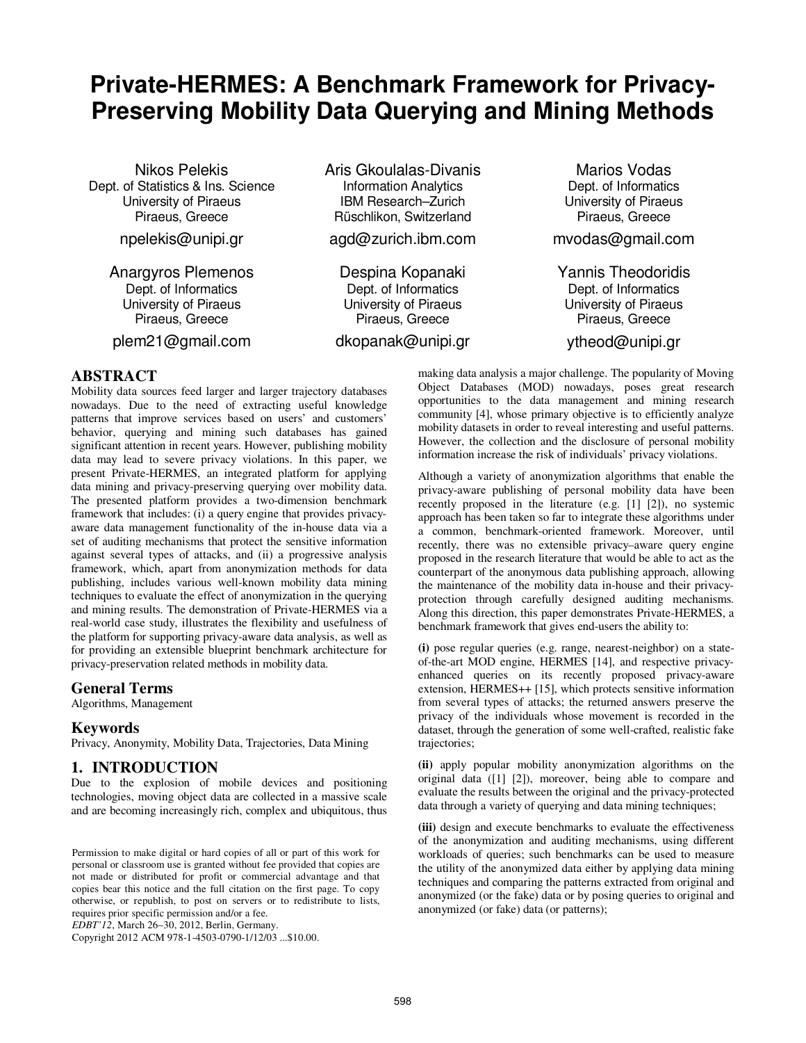# Private-HERMES: A Benchmark Framework for Privacy-Preserving Mobility Data Querying and Mining Methods

Nikos Pelekis
Dept. of Statistics & Ins. Science
University of Piraeus
Piraeus, Greece
npelekis@unipi.gr

Aris Gkoulalas-Divanis
Information Analytics
IBM Research–Zurich
Rüschlikon, Switzerland
agd@zurich.ibm.com

Marios Vodas
Dept. of Informatics
University of Piraeus
Piraeus, Greece
mvodas@gmail.com

Anargyros Plemenos
Dept. of Informatics
University of Piraeus
Piraeus, Greece
plem21@gmail.com

Despina Kopanaki
Dept. of Informatics
University of Piraeus
Piraeus, Greece
dkopanak@unipi.gr

Yannis Theodoridis
Dept. of Informatics
University of Piraeus
Piraeus, Greece
ytheod@unipi.gr

## ABSTRACT

Mobility data sources feed larger and larger trajectory databases nowadays. Due to the need of extracting useful knowledge patterns that improve services based on users' and customers' behavior, querying and mining such databases has gained significant attention in recent years. However, publishing mobility data may lead to severe privacy violations. In this paper, we present Private-HERMES, an integrated platform for applying data mining and privacy-preserving querying over mobility data. The presented platform provides a two-dimension benchmark framework that includes: (i) a query engine that provides privacy-aware data management functionality of the in-house data via a set of auditing mechanisms that protect the sensitive information against several types of attacks, and (ii) a progressive analysis framework, which, apart from anonymization methods for data publishing, includes various well-known mobility data mining techniques to evaluate the effect of anonymization in the querying and mining results. The demonstration of Private-HERMES via a real-world case study, illustrates the flexibility and usefulness of the platform for supporting privacy-aware data analysis, as well as for providing an extensible blueprint benchmark architecture for privacy-preservation related methods in mobility data.

## General Terms

Algorithms, Management

## Keywords

Privacy, Anonymity, Mobility Data, Trajectories, Data Mining

## 1. INTRODUCTION

Due to the explosion of mobile devices and positioning technologies, moving object data are collected in a massive scale and are becoming increasingly rich, complex and ubiquitous, thus making data analysis a major challenge. The popularity of Moving Object Databases (MOD) nowadays, poses great research opportunities to the data management and mining research community [4], whose primary objective is to efficiently analyze mobility datasets in order to reveal interesting and useful patterns. However, the collection and the disclosure of personal mobility information increase the risk of individuals' privacy violations.

Although a variety of anonymization algorithms that enable the privacy-aware publishing of personal mobility data have been recently proposed in the literature (e.g. [1] [2]), no systemic approach has been taken so far to integrate these algorithms under a common, benchmark-oriented framework. Moreover, until recently, there was no extensible privacy–aware query engine proposed in the research literature that would be able to act as the counterpart of the anonymous data publishing approach, allowing the maintenance of the mobility data in-house and their privacy-protection through carefully designed auditing mechanisms. Along this direction, this paper demonstrates Private-HERMES, a benchmark framework that gives end-users the ability to:

**(i)** pose regular queries (e.g. range, nearest-neighbor) on a state-of-the-art MOD engine, HERMES [14], and respective privacy-enhanced queries on its recently proposed privacy-aware extension, HERMES++ [15], which protects sensitive information from several types of attacks; the returned answers preserve the privacy of the individuals whose movement is recorded in the dataset, through the generation of some well-crafted, realistic fake trajectories;

**(ii)** apply popular mobility anonymization algorithms on the original data ([1] [2]), moreover, being able to compare and evaluate the results between the original and the privacy-protected data through a variety of querying and data mining techniques;

**(iii)** design and execute benchmarks to evaluate the effectiveness of the anonymization and auditing mechanisms, using different workloads of queries; such benchmarks can be used to measure the utility of the anonymized data either by applying data mining techniques and comparing the patterns extracted from original and anonymized (or the fake) data or by posing queries to original and anonymized (or fake) data (or patterns);

Permission to make digital or hard copies of all or part of this work for personal or classroom use is granted without fee provided that copies are not made or distributed for profit or commercial advantage and that copies bear this notice and the full citation on the first page. To copy otherwise, or republish, to post on servers or to redistribute to lists, requires prior specific permission and/or a fee.
*EDBT'12*, March 26–30, 2012, Berlin, Germany.
Copyright 2012 ACM 978-1-4503-0790-1/12/03 ...$10.00.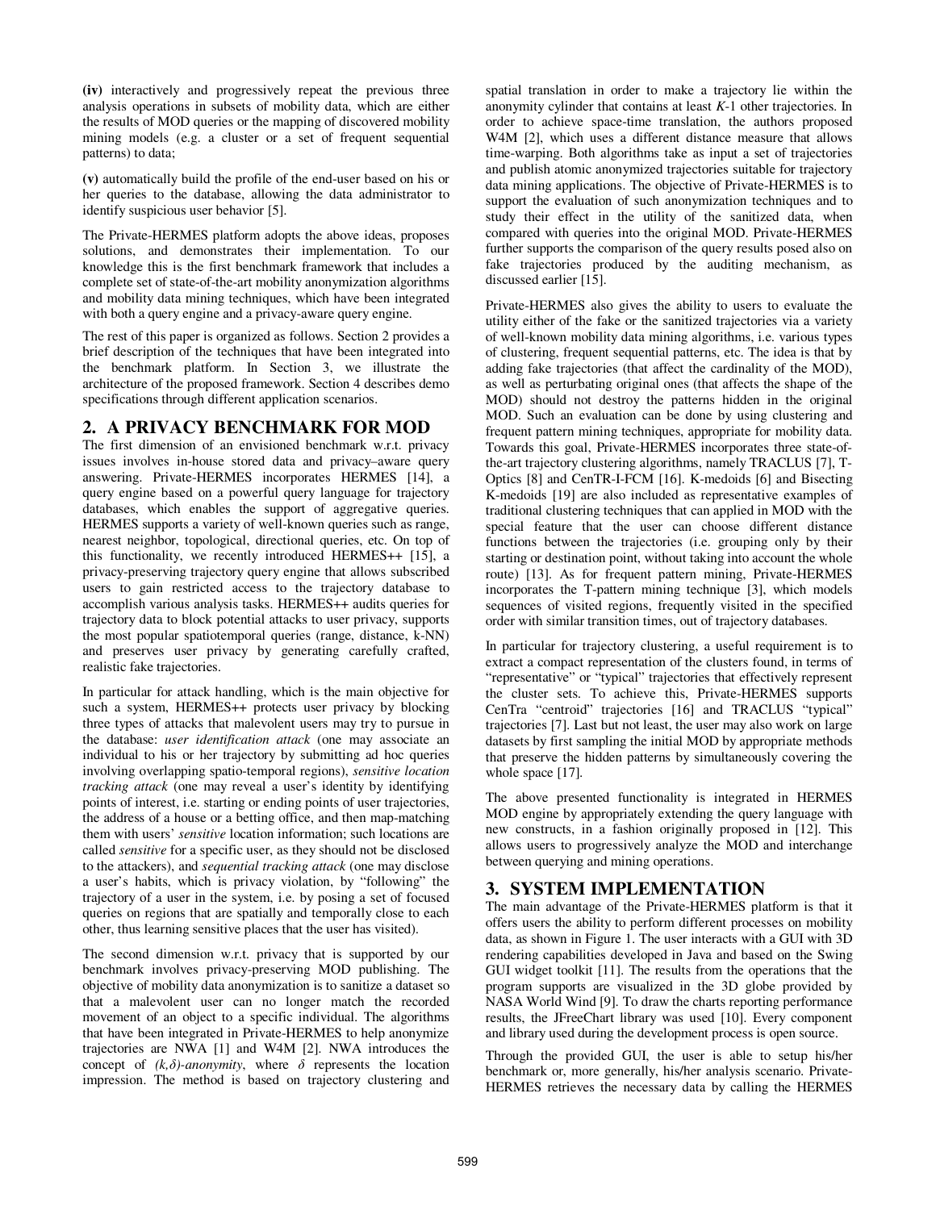**(iv)** interactively and progressively repeat the previous three analysis operations in subsets of mobility data, which are either the results of MOD queries or the mapping of discovered mobility mining models (e.g. a cluster or a set of frequent sequential patterns) to data;

**(v)** automatically build the profile of the end-user based on his or her queries to the database, allowing the data administrator to identify suspicious user behavior [5].

The Private-HERMES platform adopts the above ideas, proposes solutions, and demonstrates their implementation. To our knowledge this is the first benchmark framework that includes a complete set of state-of-the-art mobility anonymization algorithms and mobility data mining techniques, which have been integrated with both a query engine and a privacy-aware query engine.

The rest of this paper is organized as follows. Section 2 provides a brief description of the techniques that have been integrated into the benchmark platform. In Section 3, we illustrate the architecture of the proposed framework. Section 4 describes demo specifications through different application scenarios.

## 2. A PRIVACY BENCHMARK FOR MOD

The first dimension of an envisioned benchmark w.r.t. privacy issues involves in-house stored data and privacy–aware query answering. Private-HERMES incorporates HERMES [14], a query engine based on a powerful query language for trajectory databases, which enables the support of aggregative queries. HERMES supports a variety of well-known queries such as range, nearest neighbor, topological, directional queries, etc. On top of this functionality, we recently introduced HERMES++ [15], a privacy-preserving trajectory query engine that allows subscribed users to gain restricted access to the trajectory database to accomplish various analysis tasks. HERMES++ audits queries for trajectory data to block potential attacks to user privacy, supports the most popular spatiotemporal queries (range, distance, k-NN) and preserves user privacy by generating carefully crafted, realistic fake trajectories.

In particular for attack handling, which is the main objective for such a system, HERMES++ protects user privacy by blocking three types of attacks that malevolent users may try to pursue in the database: *user identification attack* (one may associate an individual to his or her trajectory by submitting ad hoc queries involving overlapping spatio-temporal regions), *sensitive location tracking attack* (one may reveal a user's identity by identifying points of interest, i.e. starting or ending points of user trajectories, the address of a house or a betting office, and then map-matching them with users' *sensitive* location information; such locations are called *sensitive* for a specific user, as they should not be disclosed to the attackers), and *sequential tracking attack* (one may disclose a user's habits, which is privacy violation, by "following" the trajectory of a user in the system, i.e. by posing a set of focused queries on regions that are spatially and temporally close to each other, thus learning sensitive places that the user has visited).

The second dimension w.r.t. privacy that is supported by our benchmark involves privacy-preserving MOD publishing. The objective of mobility data anonymization is to sanitize a dataset so that a malevolent user can no longer match the recorded movement of an object to a specific individual. The algorithms that have been integrated in Private-HERMES to help anonymize trajectories are NWA [1] and W4M [2]. NWA introduces the concept of *$(k,\delta)$-anonymity*, where $\delta$ represents the location impression. The method is based on trajectory clustering and spatial translation in order to make a trajectory lie within the anonymity cylinder that contains at least *K*-1 other trajectories. In order to achieve space-time translation, the authors proposed W4M [2], which uses a different distance measure that allows time-warping. Both algorithms take as input a set of trajectories and publish atomic anonymized trajectories suitable for trajectory data mining applications. The objective of Private-HERMES is to support the evaluation of such anonymization techniques and to study their effect in the utility of the sanitized data, when compared with queries into the original MOD. Private-HERMES further supports the comparison of the query results posed also on fake trajectories produced by the auditing mechanism, as discussed earlier [15].

Private-HERMES also gives the ability to users to evaluate the utility either of the fake or the sanitized trajectories via a variety of well-known mobility data mining algorithms, i.e. various types of clustering, frequent sequential patterns, etc. The idea is that by adding fake trajectories (that affect the cardinality of the MOD), as well as perturbating original ones (that affects the shape of the MOD) should not destroy the patterns hidden in the original MOD. Such an evaluation can be done by using clustering and frequent pattern mining techniques, appropriate for mobility data. Towards this goal, Private-HERMES incorporates three state-of-the-art trajectory clustering algorithms, namely TRACLUS [7], T-Optics [8] and CenTR-I-FCM [16]. K-medoids [6] and Bisecting K-medoids [19] are also included as representative examples of traditional clustering techniques that can applied in MOD with the special feature that the user can choose different distance functions between the trajectories (i.e. grouping only by their starting or destination point, without taking into account the whole route) [13]. As for frequent pattern mining, Private-HERMES incorporates the T-pattern mining technique [3], which models sequences of visited regions, frequently visited in the specified order with similar transition times, out of trajectory databases.

In particular for trajectory clustering, a useful requirement is to extract a compact representation of the clusters found, in terms of "representative" or "typical" trajectories that effectively represent the cluster sets. To achieve this, Private-HERMES supports CenTra "centroid" trajectories [16] and TRACLUS "typical" trajectories [7]. Last but not least, the user may also work on large datasets by first sampling the initial MOD by appropriate methods that preserve the hidden patterns by simultaneously covering the whole space [17].

The above presented functionality is integrated in HERMES MOD engine by appropriately extending the query language with new constructs, in a fashion originally proposed in [12]. This allows users to progressively analyze the MOD and interchange between querying and mining operations.

## 3. SYSTEM IMPLEMENTATION

The main advantage of the Private-HERMES platform is that it offers users the ability to perform different processes on mobility data, as shown in Figure 1. The user interacts with a GUI with 3D rendering capabilities developed in Java and based on the Swing GUI widget toolkit [11]. The results from the operations that the program supports are visualized in the 3D globe provided by NASA World Wind [9]. To draw the charts reporting performance results, the JFreeChart library was used [10]. Every component and library used during the development process is open source.

Through the provided GUI, the user is able to setup his/her benchmark or, more generally, his/her analysis scenario. Private-HERMES retrieves the necessary data by calling the HERMES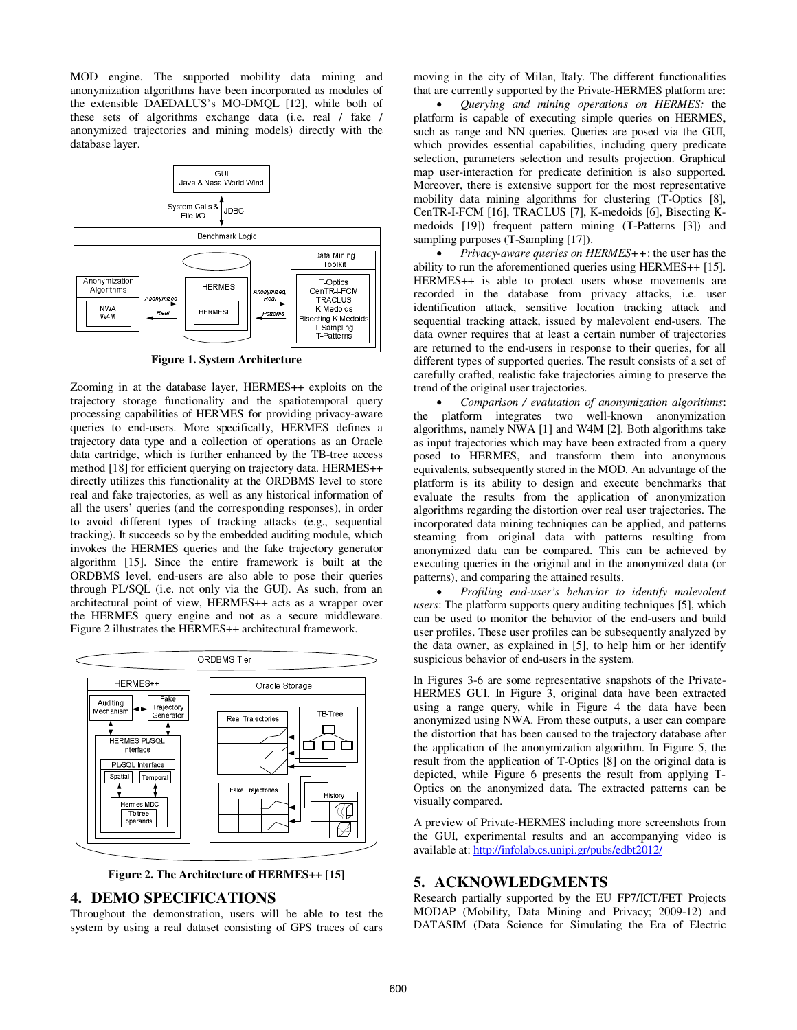MOD engine. The supported mobility data mining and anonymization algorithms have been incorporated as modules of the extensible DAEDALUS's MO-DMQL [12], while both of these sets of algorithms exchange data (i.e. real / fake trajectories / anonymized trajectories and mining models) directly with the database layer.

**Figure 1. System Architecture**

Zooming in at the database layer, HERMES++ exploits on the trajectory storage functionality and the spatiotemporal query processing capabilities of HERMES for providing privacy-aware queries to end-users. More specifically, HERMES defines a trajectory data type and a collection of operations as an Oracle data cartridge, which is further enhanced by the TB-tree access method [18] for efficient querying on trajectory data. HERMES++ directly utilizes this functionality at the ORDBMS level to store real and fake trajectories, as well as any historical information of all the users' queries (and the corresponding responses), in order to avoid different types of tracking attacks (e.g., sequential tracking). It succeeds so by the embedded auditing module, which invokes the HERMES queries and the fake trajectory generator algorithm [15]. Since the entire framework is built at the ORDBMS level, end-users are also able to pose their queries through PL/SQL (i.e. not only via the GUI). As such, from an architectural point of view, HERMES++ acts as a wrapper over the HERMES query engine and not as a secure middleware. Figure 2 illustrates the HERMES++ architectural framework.

**Figure 2. The Architecture of HERMES++ [15]**

## 4. DEMO SPECIFICATIONS

Throughout the demonstration, users will be able to test the system by using a real dataset consisting of GPS traces of cars moving in the city of Milan, Italy. The different functionalities that are currently supported by the Private-HERMES platform are:

- *Querying and mining operations on HERMES:* the platform is capable of executing simple queries on HERMES, such as range and NN queries. Queries are posed via the GUI, which provides essential capabilities, including query predicate selection, parameters selection and results projection. Graphical map user-interaction for predicate definition is also supported. Moreover, there is extensive support for the most representative mobility data mining algorithms for clustering (T-Optics [8], CenTR-I-FCM [16], TRACLUS [7], K-medoids [6], Bisecting K-medoids [19]) frequent pattern mining (T-Patterns [3]) and sampling purposes (T-Sampling [17]).
- *Privacy-aware queries on HERMES++*: the user has the ability to run the aforementioned queries using HERMES++ [15]. HERMES++ is able to protect users whose movements are recorded in the database from privacy attacks, i.e. user identification attack, sensitive location tracking attack and sequential tracking attack, issued by malevolent end-users. The data owner requires that at least a certain number of trajectories are returned to the end-users in response to their queries, for all different types of supported queries. The result consists of a set of carefully crafted, realistic fake trajectories aiming to preserve the trend of the original user trajectories.
- *Comparison / evaluation of anonymization algorithms*: the platform integrates two well-known anonymization algorithms, namely NWA [1] and W4M [2]. Both algorithms take as input trajectories which may have been extracted from a query posed to HERMES, and transform them into anonymous equivalents, subsequently stored in the MOD. An advantage of the platform is its ability to design and execute benchmarks that evaluate the results from the application of anonymization algorithms regarding the distortion over real user trajectories. The incorporated data mining techniques can be applied, and patterns steaming from original data with patterns resulting from anonymized data can be compared. This can be achieved by executing queries in the original and in the anonymized data (or patterns), and comparing the attained results.
- *Profiling end-user's behavior to identify malevolent users*: The platform supports query auditing techniques [5], which can be used to monitor the behavior of the end-users and build user profiles. These user profiles can be subsequently analyzed by the data owner, as explained in [5], to help him or her identify suspicious behavior of end-users in the system.

In Figures 3-6 are some representative snapshots of the Private-HERMES GUI. In Figure 3, original data have been extracted using a range query, while in Figure 4 the data have been anonymized using NWA. From these outputs, a user can compare the distortion that has been caused to the trajectory database after the application of the anonymization algorithm. In Figure 5, the result from the application of T-Optics [8] on the original data is depicted, while Figure 6 presents the result from applying T-Optics on the anonymized data. The extracted patterns can be visually compared.

A preview of Private-HERMES including more screenshots from the GUI, experimental results and an accompanying video is available at: [http://infolab.cs.unipi.gr/pubs/edbt2012/](http://infolab.cs.unipi.gr/pubs/edbt2012/)

## 5. ACKNOWLEDGMENTS

Research partially supported by the EU FP7/ICT/FET Projects MODAP (Mobility, Data Mining and Privacy; 2009-12) and DATASIM (Data Science for Simulating the Era of Electric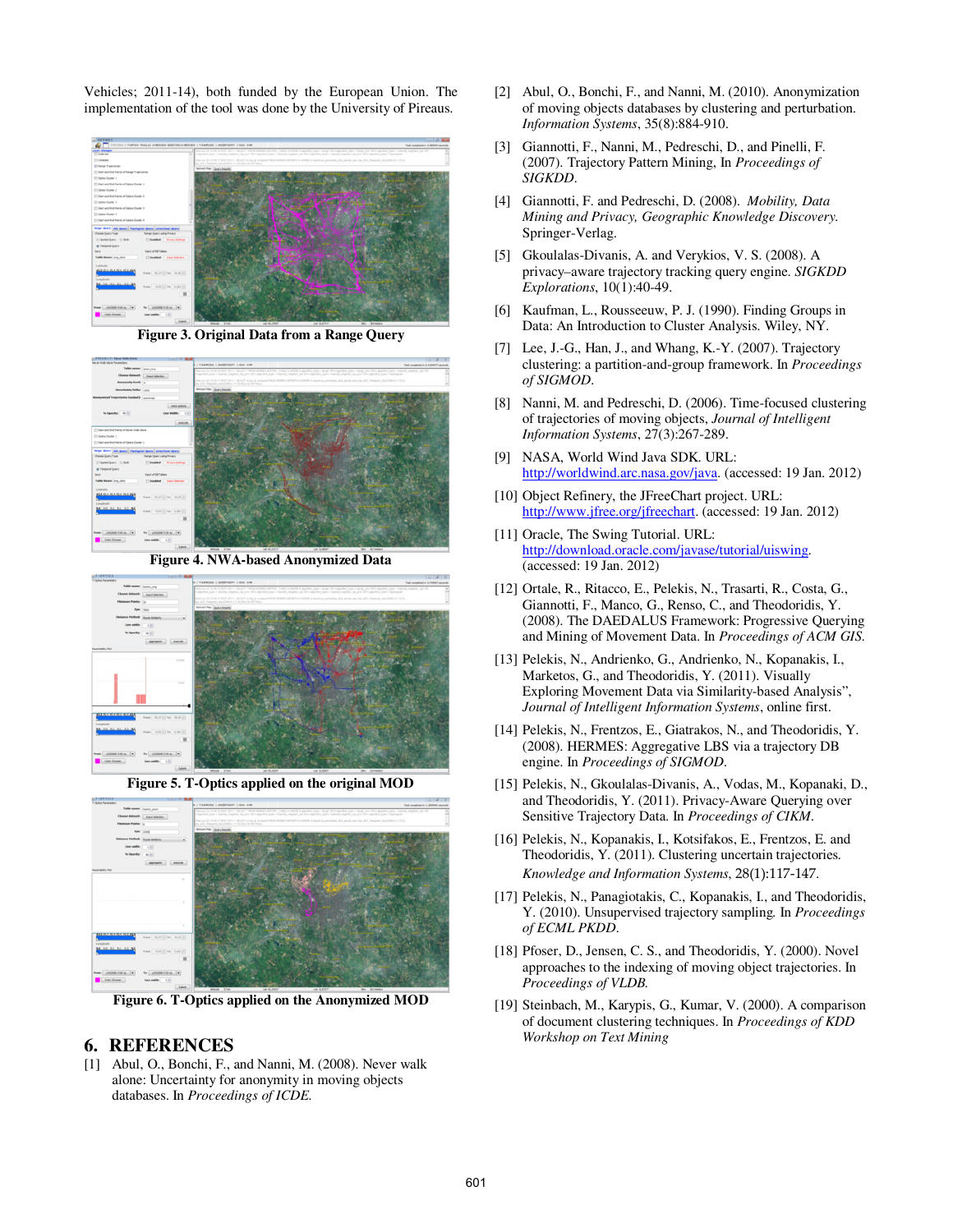Vehicles; 2011-14), both funded by the European Union. The implementation of the tool was done by the University of Pireaus.

**Figure 3. Original Data from a Range Query**

**Figure 4. NWA-based Anonymized Data**

**Figure 5. T-Optics applied on the original MOD**

**Figure 6. T-Optics applied on the Anonymized MOD**

## 6. REFERENCES

[1] Abul, O., Bonchi, F., and Nanni, M. (2008). Never walk alone: Uncertainty for anonymity in moving objects databases. In *Proceedings of ICDE.*

[2] Abul, O., Bonchi, F., and Nanni, M. (2010). Anonymization of moving objects databases by clustering and perturbation. *Information Systems*, 35(8):884-910.

[3] Giannotti, F., Nanni, M., Pedreschi, D., and Pinelli, F. (2007). Trajectory Pattern Mining, In *Proceedings of SIGKDD*.

[4] Giannotti, F. and Pedreschi, D. (2008). *Mobility, Data Mining and Privacy, Geographic Knowledge Discovery.* Springer-Verlag.

[5] Gkoulalas-Divanis, A. and Verykios, V. S. (2008). A privacy–aware trajectory tracking query engine. *SIGKDD Explorations*, 10(1):40-49.

[6] Kaufman, L., Rousseeuw, P. J. (1990). Finding Groups in Data: An Introduction to Cluster Analysis. Wiley, NY.

[7] Lee, J.-G., Han, J., and Whang, K.-Y. (2007). Trajectory clustering: a partition-and-group framework. In *Proceedings of SIGMOD*.

[8] Nanni, M. and Pedreschi, D. (2006). Time-focused clustering of trajectories of moving objects, *Journal of Intelligent Information Systems*, 27(3):267-289.

[9] NASA, World Wind Java SDK. URL: http://worldwind.arc.nasa.gov/java. (accessed: 19 Jan. 2012)

[10] Object Refinery, the JFreeChart project. URL: http://www.jfree.org/jfreechart. (accessed: 19 Jan. 2012)

[11] Oracle, The Swing Tutorial. URL: http://download.oracle.com/javase/tutorial/uiswing. (accessed: 19 Jan. 2012)

[12] Ortale, R., Ritacco, E., Pelekis, N., Trasarti, R., Costa, G., Giannotti, F., Manco, G., Renso, C., and Theodoridis, Y. (2008). The DAEDALUS Framework: Progressive Querying and Mining of Movement Data. In *Proceedings of ACM GIS.*

[13] Pelekis, N., Andrienko, G., Andrienko, N., Kopanakis, I., Marketos, G., and Theodoridis, Y. (2011). Visually Exploring Movement Data via Similarity-based Analysis", *Journal of Intelligent Information Systems*, online first.

[14] Pelekis, N., Frentzos, E., Giatrakos, N., and Theodoridis, Y. (2008). HERMES: Aggregative LBS via a trajectory DB engine. In *Proceedings of SIGMOD*.

[15] Pelekis, N., Gkoulalas-Divanis, A., Vodas, M., Kopanaki, D., and Theodoridis, Y. (2011). Privacy-Aware Querying over Sensitive Trajectory Data. In *Proceedings of CIKM*.

[16] Pelekis, N., Kopanakis, I., Kotsifakos, E., Frentzos, E. and Theodoridis, Y. (2011). Clustering uncertain trajectories. *Knowledge and Information Systems*, 28(1):117-147.

[17] Pelekis, N., Panagiotakis, C., Kopanakis, I., and Theodoridis, Y. (2010). Unsupervised trajectory sampling. In *Proceedings of ECML PKDD*.

[18] Pfoser, D., Jensen, C. S., and Theodoridis, Y. (2000). Novel approaches to the indexing of moving object trajectories. In *Proceedings of VLDB.*

[19] Steinbach, M., Karypis, G., Kumar, V. (2000). A comparison of document clustering techniques. In *Proceedings of KDD Workshop on Text Mining*